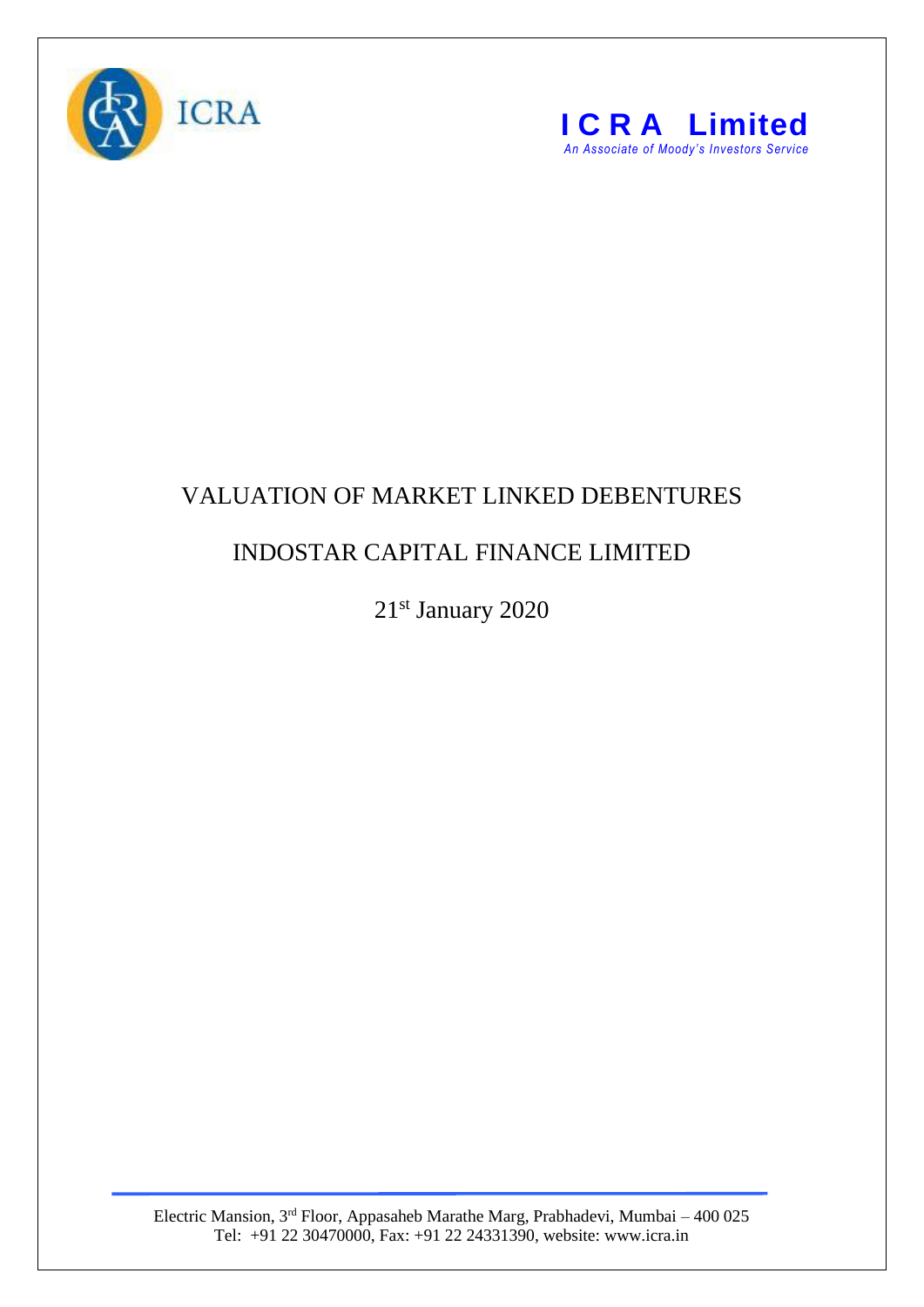ICRA

**I C R A Limited**
*An Associate of Moody's Investors Service*

# VALUATION OF MARKET LINKED DEBENTURES

## INDOSTAR CAPITAL FINANCE LIMITED

21st January 2020

Electric Mansion, 3rd Floor, Appasaheb Marathe Marg, Prabhadevi, Mumbai – 400 025
Tel: +91 22 30470000, Fax: +91 22 24331390, website: www.icra.in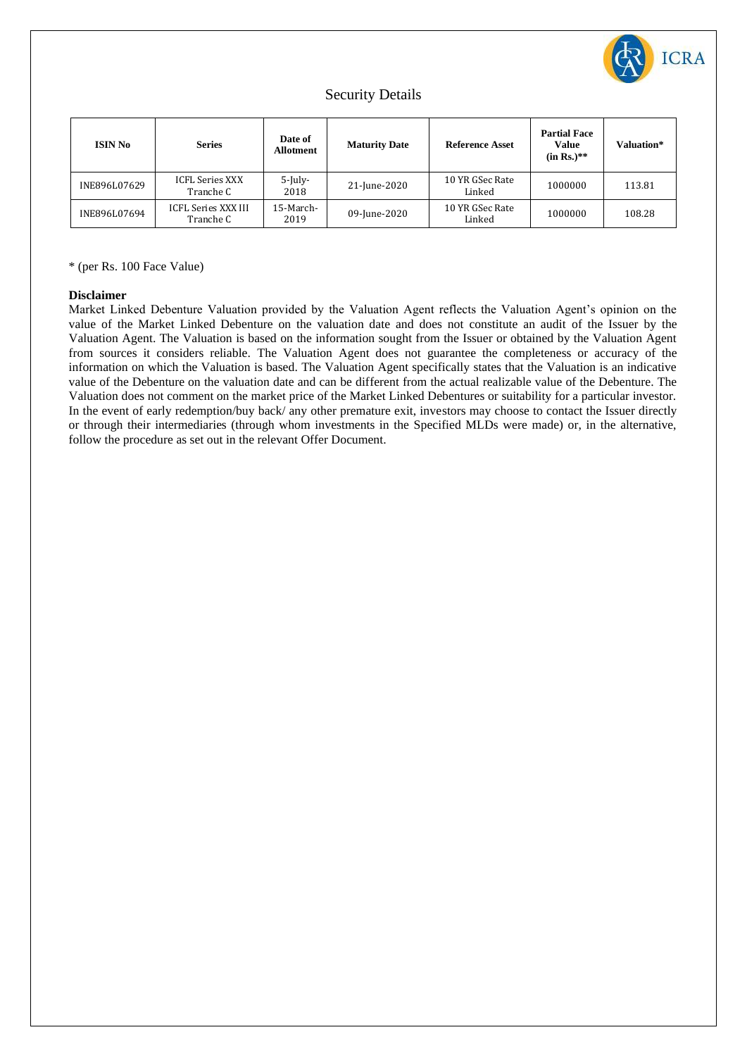## Security Details

| ISIN No | Series | Date of Allotment | Maturity Date | Reference Asset | Partial Face Value (in Rs.)** | Valuation* |
|---|---|---|---|---|---|---|
| INE896L07629 | ICFL Series XXX Tranche C | 5-July-2018 | 21-June-2020 | 10 YR GSec Rate Linked | 1000000 | 113.81 |
| INE896L07694 | ICFL Series XXX III Tranche C | 15-March-2019 | 09-June-2020 | 10 YR GSec Rate Linked | 1000000 | 108.28 |

* (per Rs. 100 Face Value)

**Disclaimer**

Market Linked Debenture Valuation provided by the Valuation Agent reflects the Valuation Agent's opinion on the value of the Market Linked Debenture on the valuation date and does not constitute an audit of the Issuer by the Valuation Agent. The Valuation is based on the information sought from the Issuer or obtained by the Valuation Agent from sources it considers reliable. The Valuation Agent does not guarantee the completeness or accuracy of the information on which the Valuation is based. The Valuation Agent specifically states that the Valuation is an indicative value of the Debenture on the valuation date and can be different from the actual realizable value of the Debenture. The Valuation does not comment on the market price of the Market Linked Debentures or suitability for a particular investor. In the event of early redemption/buy back/ any other premature exit, investors may choose to contact the Issuer directly or through their intermediaries (through whom investments in the Specified MLDs were made) or, in the alternative, follow the procedure as set out in the relevant Offer Document.